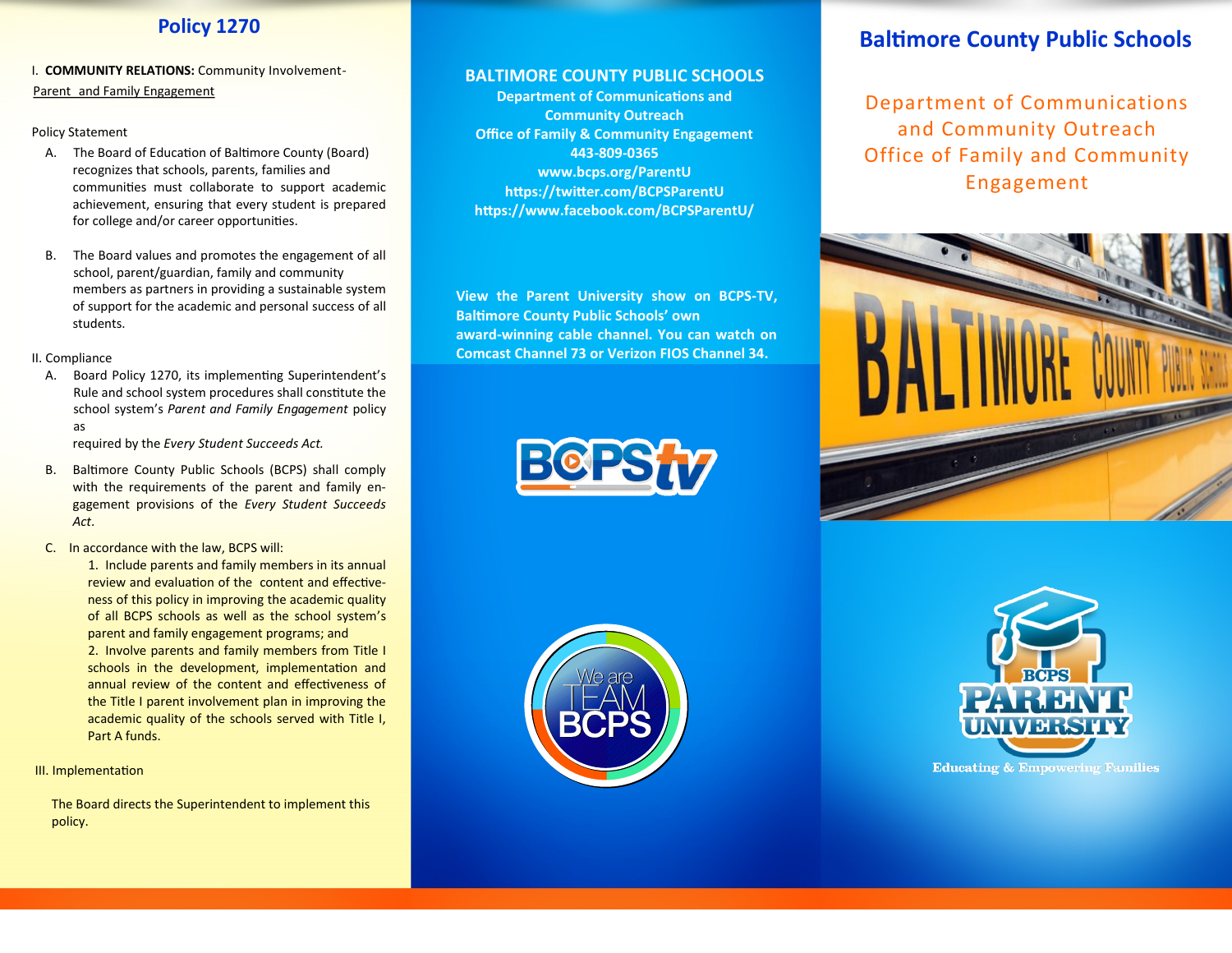# Policy 1270

I. **COMMUNITY RELATIONS:** Community Involvement-
Parent and Family Engagement

Policy Statement

A. The Board of Education of Baltimore County (Board) recognizes that schools, parents, families and communities must collaborate to support academic achievement, ensuring that every student is prepared for college and/or career opportunities.

B. The Board values and promotes the engagement of all school, parent/guardian, family and community members as partners in providing a sustainable system of support for the academic and personal success of all students.

II. Compliance

A. Board Policy 1270, its implementing Superintendent's Rule and school system procedures shall constitute the school system's *Parent and Family Engagement* policy as required by the *Every Student Succeeds Act.*

B. Baltimore County Public Schools (BCPS) shall comply with the requirements of the parent and family engagement provisions of the *Every Student Succeeds Act*.

C. In accordance with the law, BCPS will:

1. Include parents and family members in its annual review and evaluation of the content and effectiveness of this policy in improving the academic quality of all BCPS schools as well as the school system's parent and family engagement programs; and
2. Involve parents and family members from Title I schools in the development, implementation and annual review of the content and effectiveness of the Title I parent involvement plan in improving the academic quality of the schools served with Title I, Part A funds.

III. Implementation

The Board directs the Superintendent to implement this policy.

**BALTIMORE COUNTY PUBLIC SCHOOLS**
**Department of Communications and Community Outreach**
**Office of Family & Community Engagement**
**443-809-0365**
**www.bcps.org/ParentU**
**https://twitter.com/BCPSParentU**
**https://www.facebook.com/BCPSParentU/**

**View the Parent University show on BCPS-TV, Baltimore County Public Schools' own award-winning cable channel. You can watch on Comcast Channel 73 or Verizon FIOS Channel 34.**

BCPStv

We are TEAM BCPS

# Baltimore County Public Schools

## Department of Communications and Community Outreach Office of Family and Community Engagement

BCPS PARENT UNIVERSITY

Educating & Empowering Families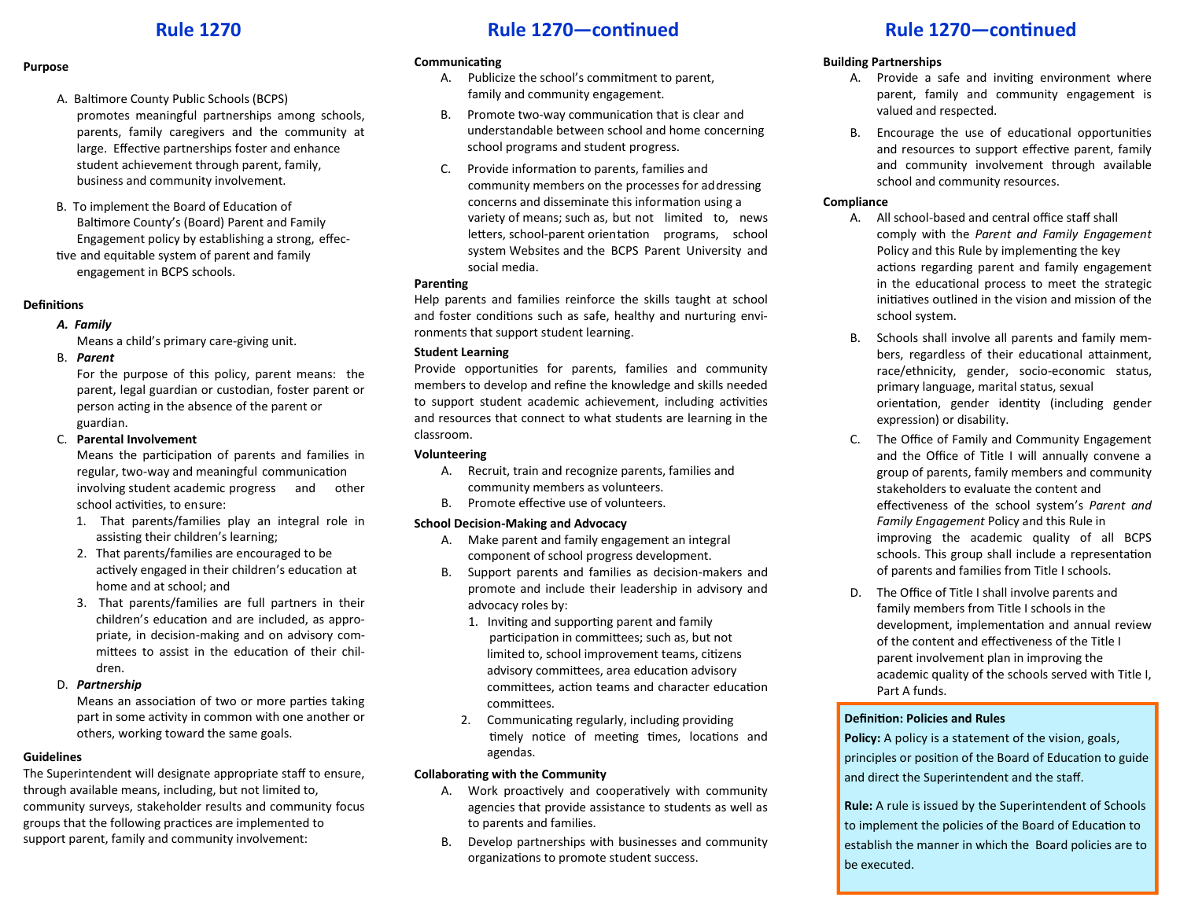# Rule 1270

**Purpose**

A. Baltimore County Public Schools (BCPS) promotes meaningful partnerships among schools, parents, family caregivers and the community at large. Effective partnerships foster and enhance student achievement through parent, family, business and community involvement.

B. To implement the Board of Education of Baltimore County's (Board) Parent and Family Engagement policy by establishing a strong, effective and equitable system of parent and family engagement in BCPS schools.

**Definitions**

A. ***Family***
Means a child's primary care-giving unit.

B. ***Parent***
For the purpose of this policy, parent means: the parent, legal guardian or custodian, foster parent or person acting in the absence of the parent or guardian.

C. **Parental Involvement**
Means the participation of parents and families in regular, two-way and meaningful communication involving student academic progress and other school activities, to ensure:

1. That parents/families play an integral role in assisting their children's learning;
2. That parents/families are encouraged to be actively engaged in their children's education at home and at school; and
3. That parents/families are full partners in their children's education and are included, as appropriate, in decision-making and on advisory committees to assist in the education of their children.

D. ***Partnership***
Means an association of two or more parties taking part in some activity in common with one another or others, working toward the same goals.

**Guidelines**

The Superintendent will designate appropriate staff to ensure, through available means, including, but not limited to, community surveys, stakeholder results and community focus groups that the following practices are implemented to support parent, family and community involvement:

## Rule 1270—continued

**Communicating**

A. Publicize the school's commitment to parent, family and community engagement.

B. Promote two-way communication that is clear and understandable between school and home concerning school programs and student progress.

C. Provide information to parents, families and community members on the processes for addressing concerns and disseminate this information using a variety of means; such as, but not limited to, news letters, school-parent orientation programs, school system Websites and the BCPS Parent University and social media.

**Parenting**

Help parents and families reinforce the skills taught at school and foster conditions such as safe, healthy and nurturing environments that support student learning.

**Student Learning**

Provide opportunities for parents, families and community members to develop and refine the knowledge and skills needed to support student academic achievement, including activities and resources that connect to what students are learning in the classroom.

**Volunteering**

A. Recruit, train and recognize parents, families and community members as volunteers.

B. Promote effective use of volunteers.

**School Decision-Making and Advocacy**

A. Make parent and family engagement an integral component of school progress development.

B. Support parents and families as decision-makers and promote and include their leadership in advisory and advocacy roles by:

1. Inviting and supporting parent and family participation in committees; such as, but not limited to, school improvement teams, citizens advisory committees, area education advisory committees, action teams and character education committees.
2. Communicating regularly, including providing timely notice of meeting times, locations and agendas.

**Collaborating with the Community**

A. Work proactively and cooperatively with community agencies that provide assistance to students as well as to parents and families.

B. Develop partnerships with businesses and community organizations to promote student success.

## Rule 1270—continued

**Building Partnerships**

A. Provide a safe and inviting environment where parent, family and community engagement is valued and respected.

B. Encourage the use of educational opportunities and resources to support effective parent, family and community involvement through available school and community resources.

**Compliance**

A. All school-based and central office staff shall comply with the *Parent and Family Engagement* Policy and this Rule by implementing the key actions regarding parent and family engagement in the educational process to meet the strategic initiatives outlined in the vision and mission of the school system.

B. Schools shall involve all parents and family members, regardless of their educational attainment, race/ethnicity, gender, socio-economic status, primary language, marital status, sexual orientation, gender identity (including gender expression) or disability.

C. The Office of Family and Community Engagement and the Office of Title I will annually convene a group of parents, family members and community stakeholders to evaluate the content and effectiveness of the school system's *Parent and Family Engagement* Policy and this Rule in improving the academic quality of all BCPS schools. This group shall include a representation of parents and families from Title I schools.

D. The Office of Title I shall involve parents and family members from Title I schools in the development, implementation and annual review of the content and effectiveness of the Title I parent involvement plan in improving the academic quality of the schools served with Title I, Part A funds.

**Definition: Policies and Rules**

**Policy:** A policy is a statement of the vision, goals, principles or position of the Board of Education to guide and direct the Superintendent and the staff.

**Rule:** A rule is issued by the Superintendent of Schools to implement the policies of the Board of Education to establish the manner in which the Board policies are to be executed.